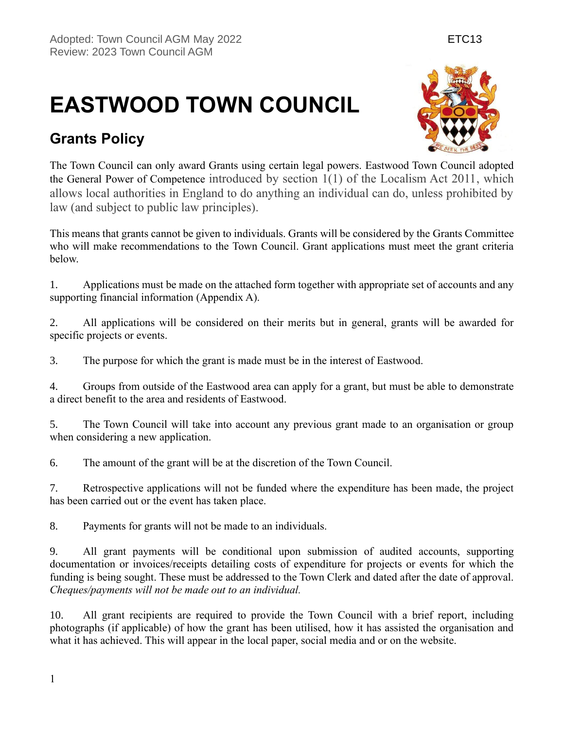Adopted: Town Council AGM May 2022
Review: 2023 Town Council AGM

ETC13

# EASTWOOD TOWN COUNCIL

## Grants Policy

The Town Council can only award Grants using certain legal powers. Eastwood Town Council adopted the General Power of Competence introduced by section 1(1) of the Localism Act 2011, which allows local authorities in England to do anything an individual can do, unless prohibited by law (and subject to public law principles).

This means that grants cannot be given to individuals. Grants will be considered by the Grants Committee who will make recommendations to the Town Council. Grant applications must meet the grant criteria below.

1. Applications must be made on the attached form together with appropriate set of accounts and any supporting financial information (Appendix A).

2. All applications will be considered on their merits but in general, grants will be awarded for specific projects or events.

3. The purpose for which the grant is made must be in the interest of Eastwood.

4. Groups from outside of the Eastwood area can apply for a grant, but must be able to demonstrate a direct benefit to the area and residents of Eastwood.

5. The Town Council will take into account any previous grant made to an organisation or group when considering a new application.

6. The amount of the grant will be at the discretion of the Town Council.

7. Retrospective applications will not be funded where the expenditure has been made, the project has been carried out or the event has taken place.

8. Payments for grants will not be made to an individuals.

9. All grant payments will be conditional upon submission of audited accounts, supporting documentation or invoices/receipts detailing costs of expenditure for projects or events for which the funding is being sought. These must be addressed to the Town Clerk and dated after the date of approval. *Cheques/payments will not be made out to an individual.*

10. All grant recipients are required to provide the Town Council with a brief report, including photographs (if applicable) of how the grant has been utilised, how it has assisted the organisation and what it has achieved. This will appear in the local paper, social media and or on the website.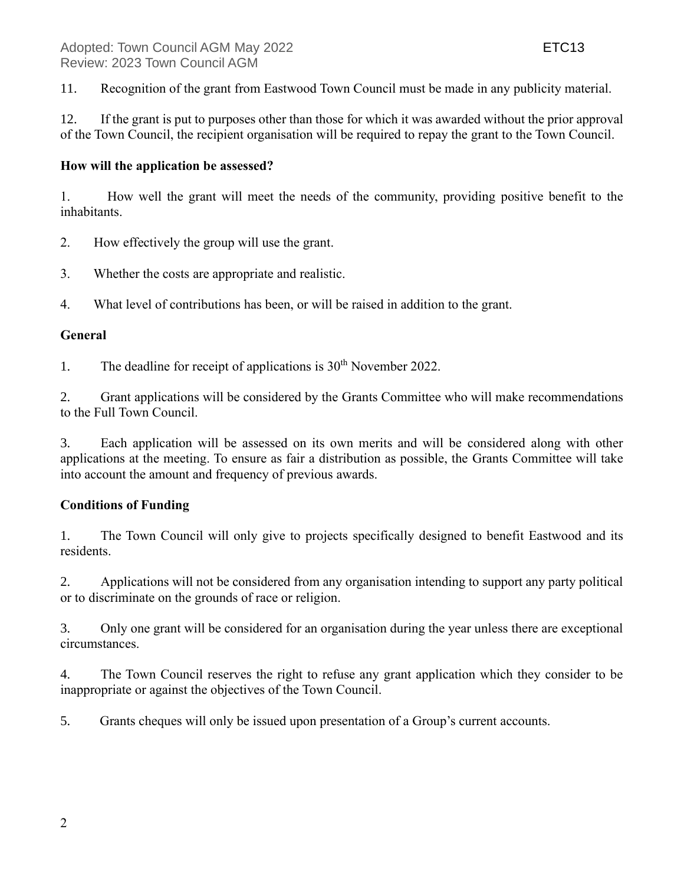11. Recognition of the grant from Eastwood Town Council must be made in any publicity material.

12. If the grant is put to purposes other than those for which it was awarded without the prior approval of the Town Council, the recipient organisation will be required to repay the grant to the Town Council.

**How will the application be assessed?**

1. How well the grant will meet the needs of the community, providing positive benefit to the inhabitants.

2. How effectively the group will use the grant.

3. Whether the costs are appropriate and realistic.

4. What level of contributions has been, or will be raised in addition to the grant.

**General**

1. The deadline for receipt of applications is 30th November 2022.

2. Grant applications will be considered by the Grants Committee who will make recommendations to the Full Town Council.

3. Each application will be assessed on its own merits and will be considered along with other applications at the meeting. To ensure as fair a distribution as possible, the Grants Committee will take into account the amount and frequency of previous awards.

**Conditions of Funding**

1. The Town Council will only give to projects specifically designed to benefit Eastwood and its residents.

2. Applications will not be considered from any organisation intending to support any party political or to discriminate on the grounds of race or religion.

3. Only one grant will be considered for an organisation during the year unless there are exceptional circumstances.

4. The Town Council reserves the right to refuse any grant application which they consider to be inappropriate or against the objectives of the Town Council.

5. Grants cheques will only be issued upon presentation of a Group's current accounts.